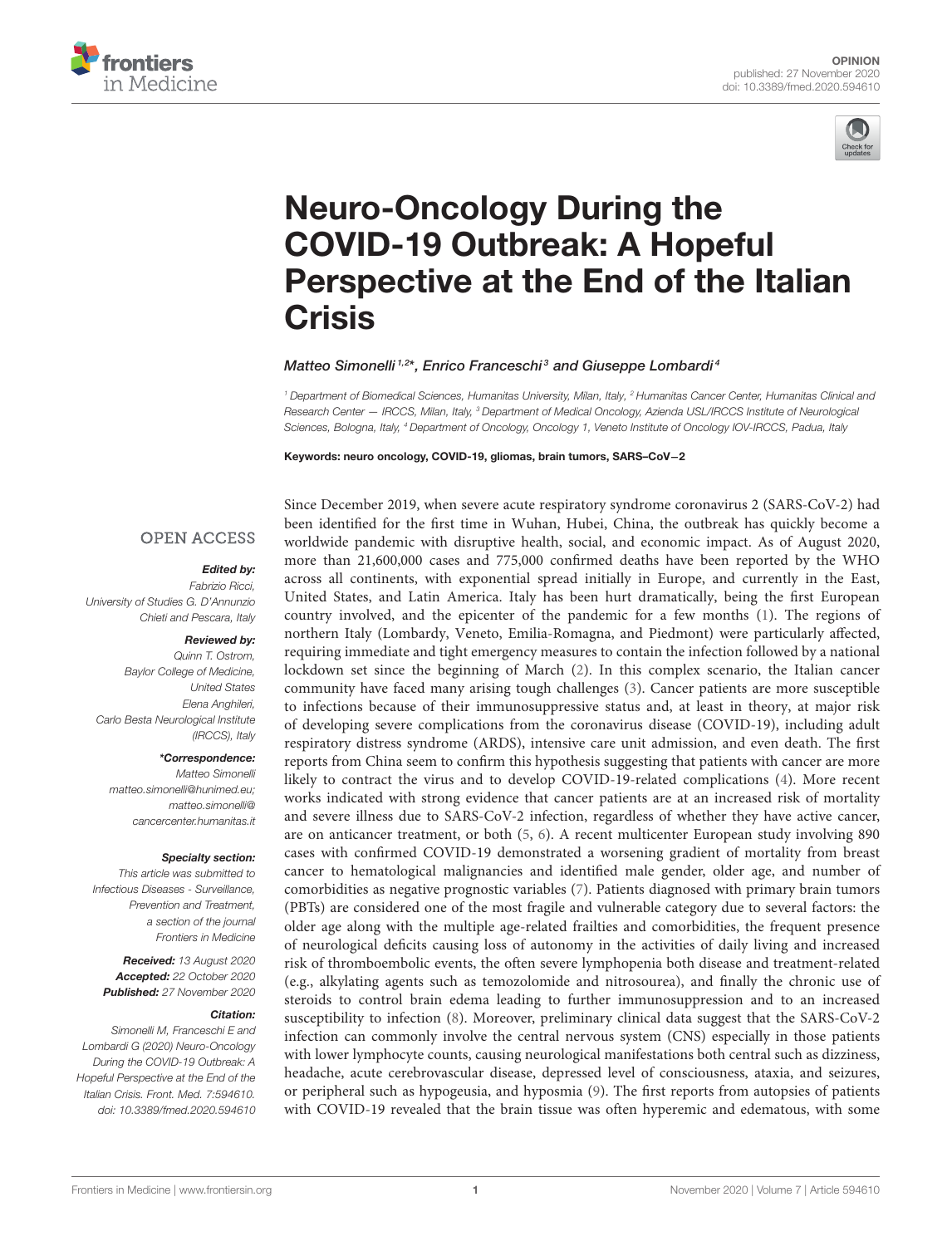OPINION
published: 27 November 2020
doi: 10.3389/fmed.2020.594610

# Neuro-Oncology During the COVID-19 Outbreak: A Hopeful Perspective at the End of the Italian Crisis

*Matteo Simonelli[1,2]\*, Enrico Franceschi[3] and Giuseppe Lombardi[4]*

[1] Department of Biomedical Sciences, Humanitas University, Milan, Italy, [2] Humanitas Cancer Center, Humanitas Clinical and Research Center — IRCCS, Milan, Italy, [3] Department of Medical Oncology, Azienda USL/IRCCS Institute of Neurological Sciences, Bologna, Italy, [4] Department of Oncology, Oncology 1, Veneto Institute of Oncology IOV-IRCCS, Padua, Italy

**Keywords:** neuro oncology, COVID-19, gliomas, brain tumors, SARS–CoV−2

OPEN ACCESS

**Edited by:**
*Fabrizio Ricci, University of Studies G. D'Annunzio Chieti and Pescara, Italy*

**Reviewed by:**
*Quinn T. Ostrom, Baylor College of Medicine, United States*
*Elena Anghileri, Carlo Besta Neurological Institute (IRCCS), Italy*

**\*Correspondence:**
*Matteo Simonelli*
*matteo.simonelli@hunimed.eu;*
*matteo.simonelli@cancercenter.humanitas.it*

**Specialty section:**
*This article was submitted to Infectious Diseases - Surveillance, Prevention and Treatment, a section of the journal Frontiers in Medicine*

**Received:** *13 August 2020*
**Accepted:** *22 October 2020*
**Published:** *27 November 2020*

**Citation:**
*Simonelli M, Franceschi E and Lombardi G (2020) Neuro-Oncology During the COVID-19 Outbreak: A Hopeful Perspective at the End of the Italian Crisis. Front. Med. 7:594610. doi: 10.3389/fmed.2020.594610*

Since December 2019, when severe acute respiratory syndrome coronavirus 2 (SARS-CoV-2) had been identified for the first time in Wuhan, Hubei, China, the outbreak has quickly become a worldwide pandemic with disruptive health, social, and economic impact. As of August 2020, more than 21,600,000 cases and 775,000 confirmed deaths have been reported by the WHO across all continents, with exponential spread initially in Europe, and currently in the East, United States, and Latin America. Italy has been hurt dramatically, being the first European country involved, and the epicenter of the pandemic for a few months (1). The regions of northern Italy (Lombardy, Veneto, Emilia-Romagna, and Piedmont) were particularly affected, requiring immediate and tight emergency measures to contain the infection followed by a national lockdown set since the beginning of March (2). In this complex scenario, the Italian cancer community have faced many arising tough challenges (3). Cancer patients are more susceptible to infections because of their immunosuppressive status and, at least in theory, at major risk of developing severe complications from the coronavirus disease (COVID-19), including adult respiratory distress syndrome (ARDS), intensive care unit admission, and even death. The first reports from China seem to confirm this hypothesis suggesting that patients with cancer are more likely to contract the virus and to develop COVID-19-related complications (4). More recent works indicated with strong evidence that cancer patients are at an increased risk of mortality and severe illness due to SARS-CoV-2 infection, regardless of whether they have active cancer, are on anticancer treatment, or both (5, 6). A recent multicenter European study involving 890 cases with confirmed COVID-19 demonstrated a worsening gradient of mortality from breast cancer to hematological malignancies and identified male gender, older age, and number of comorbidities as negative prognostic variables (7). Patients diagnosed with primary brain tumors (PBTs) are considered one of the most fragile and vulnerable category due to several factors: the older age along with the multiple age-related frailties and comorbidities, the frequent presence of neurological deficits causing loss of autonomy in the activities of daily living and increased risk of thromboembolic events, the often severe lymphopenia both disease and treatment-related (e.g., alkylating agents such as temozolomide and nitrosourea), and finally the chronic use of steroids to control brain edema leading to further immunosuppression and to an increased susceptibility to infection (8). Moreover, preliminary clinical data suggest that the SARS-CoV-2 infection can commonly involve the central nervous system (CNS) especially in those patients with lower lymphocyte counts, causing neurological manifestations both central such as dizziness, headache, acute cerebrovascular disease, depressed level of consciousness, ataxia, and seizures, or peripheral such as hypogeusia, and hyposmia (9). The first reports from autopsies of patients with COVID-19 revealed that the brain tissue was often hyperemic and edematous, with some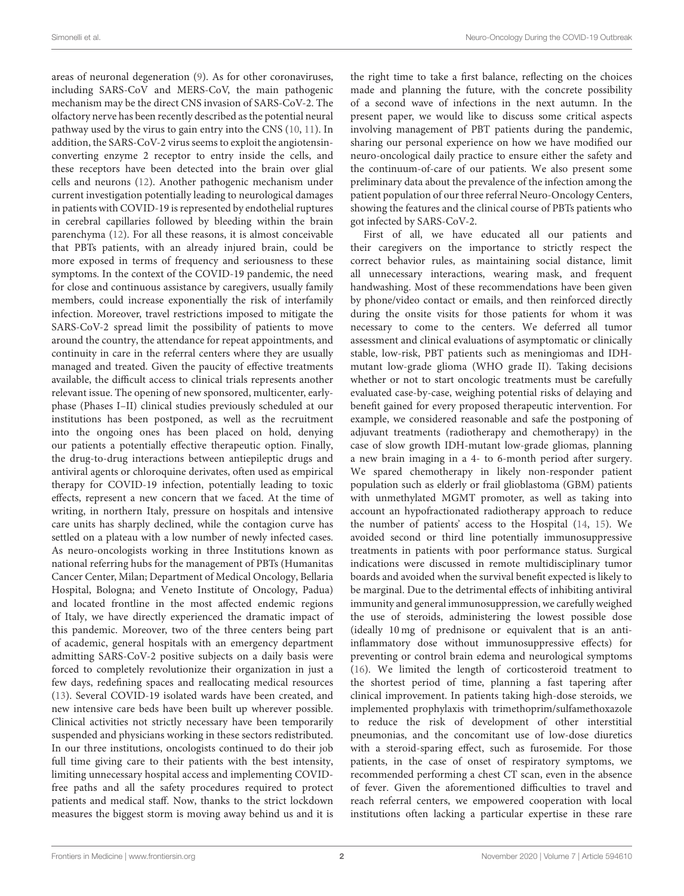areas of neuronal degeneration (9). As for other coronaviruses, including SARS-CoV and MERS-CoV, the main pathogenic mechanism may be the direct CNS invasion of SARS-CoV-2. The olfactory nerve has been recently described as the potential neural pathway used by the virus to gain entry into the CNS (10, 11). In addition, the SARS-CoV-2 virus seems to exploit the angiotensin-converting enzyme 2 receptor to entry inside the cells, and these receptors have been detected into the brain over glial cells and neurons (12). Another pathogenic mechanism under current investigation potentially leading to neurological damages in patients with COVID-19 is represented by endothelial ruptures in cerebral capillaries followed by bleeding within the brain parenchyma (12). For all these reasons, it is almost conceivable that PBTs patients, with an already injured brain, could be more exposed in terms of frequency and seriousness to these symptoms. In the context of the COVID-19 pandemic, the need for close and continuous assistance by caregivers, usually family members, could increase exponentially the risk of interfamily infection. Moreover, travel restrictions imposed to mitigate the SARS-CoV-2 spread limit the possibility of patients to move around the country, the attendance for repeat appointments, and continuity in care in the referral centers where they are usually managed and treated. Given the paucity of effective treatments available, the difficult access to clinical trials represents another relevant issue. The opening of new sponsored, multicenter, early-phase (Phases I–II) clinical studies previously scheduled at our institutions has been postponed, as well as the recruitment into the ongoing ones has been placed on hold, denying our patients a potentially effective therapeutic option. Finally, the drug-to-drug interactions between antiepileptic drugs and antiviral agents or chloroquine derivates, often used as empirical therapy for COVID-19 infection, potentially leading to toxic effects, represent a new concern that we faced. At the time of writing, in northern Italy, pressure on hospitals and intensive care units has sharply declined, while the contagion curve has settled on a plateau with a low number of newly infected cases. As neuro-oncologists working in three Institutions known as national referring hubs for the management of PBTs (Humanitas Cancer Center, Milan; Department of Medical Oncology, Bellaria Hospital, Bologna; and Veneto Institute of Oncology, Padua) and located frontline in the most affected endemic regions of Italy, we have directly experienced the dramatic impact of this pandemic. Moreover, two of the three centers being part of academic, general hospitals with an emergency department admitting SARS-CoV-2 positive subjects on a daily basis were forced to completely revolutionize their organization in just a few days, redefining spaces and reallocating medical resources (13). Several COVID-19 isolated wards have been created, and new intensive care beds have been built up wherever possible. Clinical activities not strictly necessary have been temporarily suspended and physicians working in these sectors redistributed. In our three institutions, oncologists continued to do their job full time giving care to their patients with the best intensity, limiting unnecessary hospital access and implementing COVID-free paths and all the safety procedures required to protect patients and medical staff. Now, thanks to the strict lockdown measures the biggest storm is moving away behind us and it is the right time to take a first balance, reflecting on the choices made and planning the future, with the concrete possibility of a second wave of infections in the next autumn. In the present paper, we would like to discuss some critical aspects involving management of PBT patients during the pandemic, sharing our personal experience on how we have modified our neuro-oncological daily practice to ensure either the safety and the continuum-of-care of our patients. We also present some preliminary data about the prevalence of the infection among the patient population of our three referral Neuro-Oncology Centers, showing the features and the clinical course of PBTs patients who got infected by SARS-CoV-2.

First of all, we have educated all our patients and their caregivers on the importance to strictly respect the correct behavior rules, as maintaining social distance, limit all unnecessary interactions, wearing mask, and frequent handwashing. Most of these recommendations have been given by phone/video contact or emails, and then reinforced directly during the onsite visits for those patients for whom it was necessary to come to the centers. We deferred all tumor assessment and clinical evaluations of asymptomatic or clinically stable, low-risk, PBT patients such as meningiomas and IDH-mutant low-grade glioma (WHO grade II). Taking decisions whether or not to start oncologic treatments must be carefully evaluated case-by-case, weighing potential risks of delaying and benefit gained for every proposed therapeutic intervention. For example, we considered reasonable and safe the postponing of adjuvant treatments (radiotherapy and chemotherapy) in the case of slow growth IDH-mutant low-grade gliomas, planning a new brain imaging in a 4- to 6-month period after surgery. We spared chemotherapy in likely non-responder patient population such as elderly or frail glioblastoma (GBM) patients with unmethylated MGMT promoter, as well as taking into account an hypofractionated radiotherapy approach to reduce the number of patients' access to the Hospital (14, 15). We avoided second or third line potentially immunosuppressive treatments in patients with poor performance status. Surgical indications were discussed in remote multidisciplinary tumor boards and avoided when the survival benefit expected is likely to be marginal. Due to the detrimental effects of inhibiting antiviral immunity and general immunosuppression, we carefully weighed the use of steroids, administering the lowest possible dose (ideally 10 mg of prednisone or equivalent that is an anti-inflammatory dose without immunosuppressive effects) for preventing or control brain edema and neurological symptoms (16). We limited the length of corticosteroid treatment to the shortest period of time, planning a fast tapering after clinical improvement. In patients taking high-dose steroids, we implemented prophylaxis with trimethoprim/sulfamethoxazole to reduce the risk of development of other interstitial pneumonias, and the concomitant use of low-dose diuretics with a steroid-sparing effect, such as furosemide. For those patients, in the case of onset of respiratory symptoms, we recommended performing a chest CT scan, even in the absence of fever. Given the aforementioned difficulties to travel and reach referral centers, we empowered cooperation with local institutions often lacking a particular expertise in these rare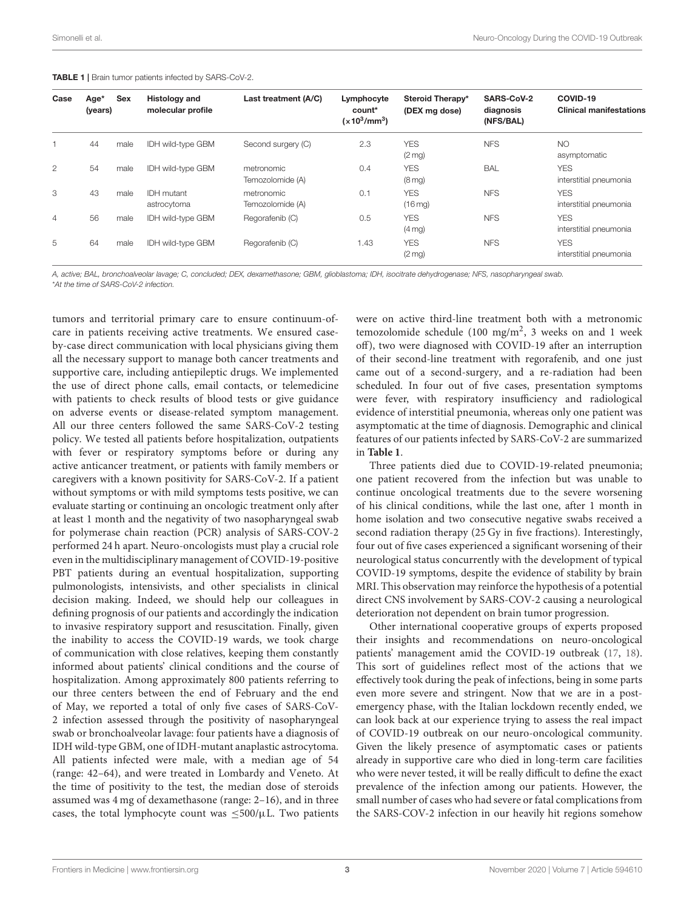**TABLE 1 |** Brain tumor patients infected by SARS-CoV-2.

| Case | Age* (years) | Sex | Histology and molecular profile | Last treatment (A/C) | Lymphocyte count* ($\times 10^3$/mm$^3$) | Steroid Therapy* (DEX mg dose) | SARS-CoV-2 diagnosis (NFS/BAL) | COVID-19 Clinical manifestations |
|---|---|---|---|---|---|---|---|---|
| 1 | 44 | male | IDH wild-type GBM | Second surgery (C) | 2.3 | YES (2 mg) | NFS | NO asymptomatic |
| 2 | 54 | male | IDH wild-type GBM | metronomic Temozolomide (A) | 0.4 | YES (8 mg) | BAL | YES interstitial pneumonia |
| 3 | 43 | male | IDH mutant astrocytoma | metronomic Temozolomide (A) | 0.1 | YES (16 mg) | NFS | YES interstitial pneumonia |
| 4 | 56 | male | IDH wild-type GBM | Regorafenib (C) | 0.5 | YES (4 mg) | NFS | YES interstitial pneumonia |
| 5 | 64 | male | IDH wild-type GBM | Regorafenib (C) | 1.43 | YES (2 mg) | NFS | YES interstitial pneumonia |

*A, active; BAL, bronchoalveolar lavage; C, concluded; DEX, dexamethasone; GBM, glioblastoma; IDH, isocitrate dehydrogenase; NFS, nasopharyngeal swab.*
*\*At the time of SARS-CoV-2 infection.*

tumors and territorial primary care to ensure continuum-of-care in patients receiving active treatments. We ensured case-by-case direct communication with local physicians giving them all the necessary support to manage both cancer treatments and supportive care, including antiepileptic drugs. We implemented the use of direct phone calls, email contacts, or telemedicine with patients to check results of blood tests or give guidance on adverse events or disease-related symptom management. All our three centers followed the same SARS-CoV-2 testing policy. We tested all patients before hospitalization, outpatients with fever or respiratory symptoms before or during any active anticancer treatment, or patients with family members or caregivers with a known positivity for SARS-CoV-2. If a patient without symptoms or with mild symptoms tests positive, we can evaluate starting or continuing an oncologic treatment only after at least 1 month and the negativity of two nasopharyngeal swab for polymerase chain reaction (PCR) analysis of SARS-COV-2 performed 24 h apart. Neuro-oncologists must play a crucial role even in the multidisciplinary management of COVID-19-positive PBT patients during an eventual hospitalization, supporting pulmonologists, intensivists, and other specialists in clinical decision making. Indeed, we should help our colleagues in defining prognosis of our patients and accordingly the indication to invasive respiratory support and resuscitation. Finally, given the inability to access the COVID-19 wards, we took charge of communication with close relatives, keeping them constantly informed about patients' clinical conditions and the course of hospitalization. Among approximately 800 patients referring to our three centers between the end of February and the end of May, we reported a total of only five cases of SARS-CoV-2 infection assessed through the positivity of nasopharyngeal swab or bronchoalveolar lavage: four patients have a diagnosis of IDH wild-type GBM, one of IDH-mutant anaplastic astrocytoma. All patients infected were male, with a median age of 54 (range: 42–64), and were treated in Lombardy and Veneto. At the time of positivity to the test, the median dose of steroids assumed was 4 mg of dexamethasone (range: 2–16), and in three cases, the total lymphocyte count was $\leq$500/$\mu$L. Two patients were on active third-line treatment both with a metronomic temozolomide schedule (100 mg/m$^2$, 3 weeks on and 1 week off), two were diagnosed with COVID-19 after an interruption of their second-line treatment with regorafenib, and one just came out of a second-surgery, and a re-radiation had been scheduled. In four out of five cases, presentation symptoms were fever, with respiratory insufficiency and radiological evidence of interstitial pneumonia, whereas only one patient was asymptomatic at the time of diagnosis. Demographic and clinical features of our patients infected by SARS-CoV-2 are summarized in **Table 1**.

Three patients died due to COVID-19-related pneumonia; one patient recovered from the infection but was unable to continue oncological treatments due to the severe worsening of his clinical conditions, while the last one, after 1 month in home isolation and two consecutive negative swabs received a second radiation therapy (25 Gy in five fractions). Interestingly, four out of five cases experienced a significant worsening of their neurological status concurrently with the development of typical COVID-19 symptoms, despite the evidence of stability by brain MRI. This observation may reinforce the hypothesis of a potential direct CNS involvement by SARS-COV-2 causing a neurological deterioration not dependent on brain tumor progression.

Other international cooperative groups of experts proposed their insights and recommendations on neuro-oncological patients' management amid the COVID-19 outbreak (17, 18). This sort of guidelines reflect most of the actions that we effectively took during the peak of infections, being in some parts even more severe and stringent. Now that we are in a post-emergency phase, with the Italian lockdown recently ended, we can look back at our experience trying to assess the real impact of COVID-19 outbreak on our neuro-oncological community. Given the likely presence of asymptomatic cases or patients already in supportive care who died in long-term care facilities who were never tested, it will be really difficult to define the exact prevalence of the infection among our patients. However, the small number of cases who had severe or fatal complications from the SARS-COV-2 infection in our heavily hit regions somehow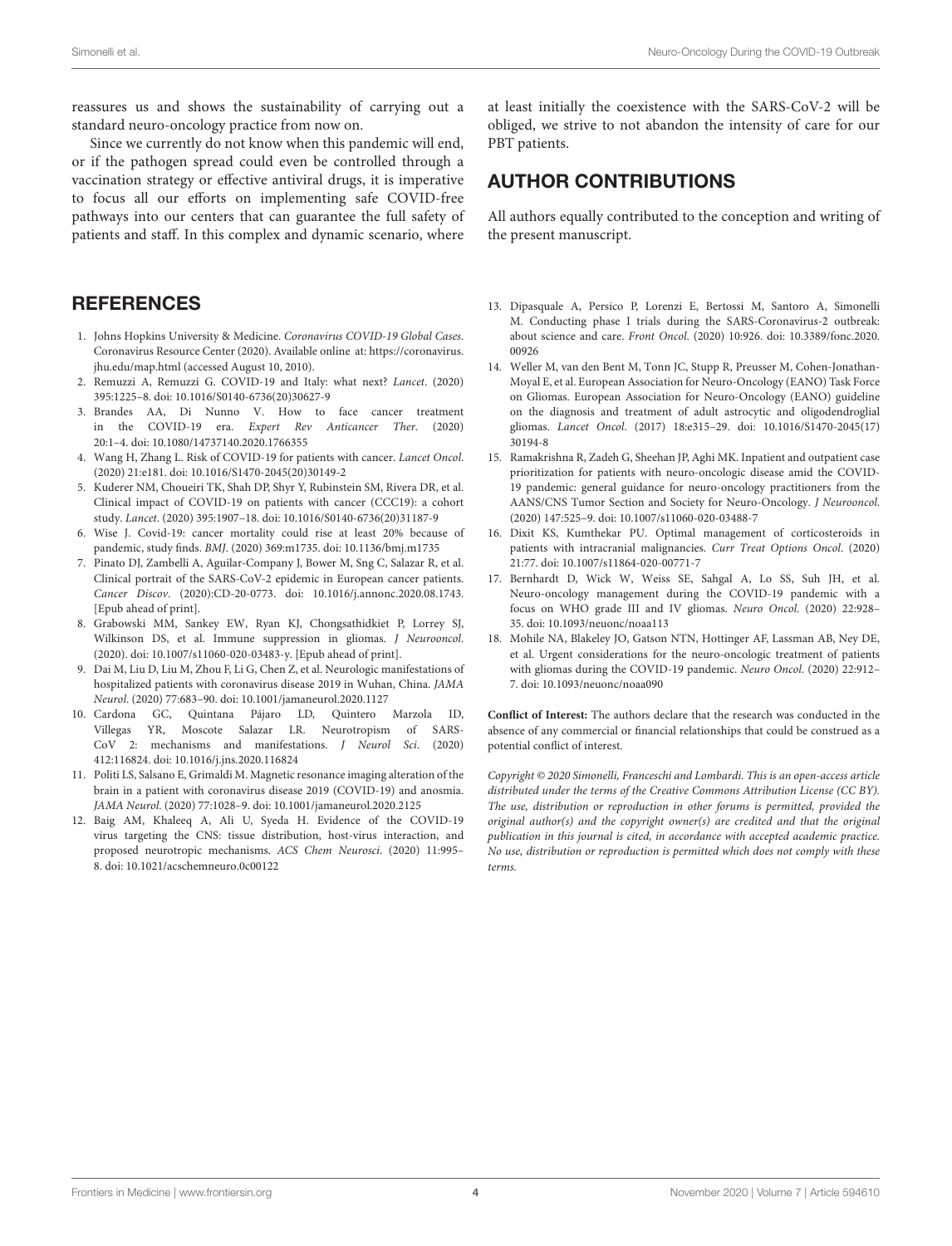reassures us and shows the sustainability of carrying out a standard neuro-oncology practice from now on.

Since we currently do not know when this pandemic will end, or if the pathogen spread could even be controlled through a vaccination strategy or effective antiviral drugs, it is imperative to focus all our efforts on implementing safe COVID-free pathways into our centers that can guarantee the full safety of patients and staff. In this complex and dynamic scenario, where at least initially the coexistence with the SARS-CoV-2 will be obliged, we strive to not abandon the intensity of care for our PBT patients.

## AUTHOR CONTRIBUTIONS

All authors equally contributed to the conception and writing of the present manuscript.

## REFERENCES

1. Johns Hopkins University & Medicine. *Coronavirus COVID-19 Global Cases*. Coronavirus Resource Center (2020). Available online at: https://coronavirus.jhu.edu/map.html (accessed August 10, 2010).
2. Remuzzi A, Remuzzi G. COVID-19 and Italy: what next? *Lancet*. (2020) 395:1225–8. doi: 10.1016/S0140-6736(20)30627-9
3. Brandes AA, Di Nunno V. How to face cancer treatment in the COVID-19 era. *Expert Rev Anticancer Ther*. (2020) 20:1–4. doi: 10.1080/14737140.2020.1766355
4. Wang H, Zhang L. Risk of COVID-19 for patients with cancer. *Lancet Oncol*. (2020) 21:e181. doi: 10.1016/S1470-2045(20)30149-2
5. Kuderer NM, Choueiri TK, Shah DP, Shyr Y, Rubinstein SM, Rivera DR, et al. Clinical impact of COVID-19 on patients with cancer (CCC19): a cohort study. *Lancet*. (2020) 395:1907–18. doi: 10.1016/S0140-6736(20)31187-9
6. Wise J. Covid-19: cancer mortality could rise at least 20% because of pandemic, study finds. *BMJ*. (2020) 369:m1735. doi: 10.1136/bmj.m1735
7. Pinato DJ, Zambelli A, Aguilar-Company J, Bower M, Sng C, Salazar R, et al. Clinical portrait of the SARS-CoV-2 epidemic in European cancer patients. *Cancer Discov*. (2020):CD-20-0773. doi: 10.1016/j.annonc.2020.08.1743. [Epub ahead of print].
8. Grabowski MM, Sankey EW, Ryan KJ, Chongsathidkiet P, Lorrey SJ, Wilkinson DS, et al. Immune suppression in gliomas. *J Neurooncol*. (2020). doi: 10.1007/s11060-020-03483-y. [Epub ahead of print].
9. Dai M, Liu D, Liu M, Zhou F, Li G, Chen Z, et al. Neurologic manifestations of hospitalized patients with coronavirus disease 2019 in Wuhan, China. *JAMA Neurol*. (2020) 77:683–90. doi: 10.1001/jamaneurol.2020.1127
10. Cardona GC, Quintana Pájaro LD, Quintero Marzola ID, Villegas YR, Moscote Salazar LR. Neurotropism of SARS-CoV 2: mechanisms and manifestations. *J Neurol Sci*. (2020) 412:116824. doi: 10.1016/j.jns.2020.116824
11. Politi LS, Salsano E, Grimaldi M. Magnetic resonance imaging alteration of the brain in a patient with coronavirus disease 2019 (COVID-19) and anosmia. *JAMA Neurol*. (2020) 77:1028–9. doi: 10.1001/jamaneurol.2020.2125
12. Baig AM, Khaleeq A, Ali U, Syeda H. Evidence of the COVID-19 virus targeting the CNS: tissue distribution, host-virus interaction, and proposed neurotropic mechanisms. *ACS Chem Neurosci*. (2020) 11:995–8. doi: 10.1021/acschemneuro.0c00122
13. Dipasquale A, Persico P, Lorenzi E, Bertossi M, Santoro A, Simonelli M. Conducting phase I trials during the SARS-Coronavirus-2 outbreak: about science and care. *Front Oncol*. (2020) 10:926. doi: 10.3389/fonc.2020.00926
14. Weller M, van den Bent M, Tonn JC, Stupp R, Preusser M, Cohen-Jonathan-Moyal E, et al. European Association for Neuro-Oncology (EANO) Task Force on Gliomas. European Association for Neuro-Oncology (EANO) guideline on the diagnosis and treatment of adult astrocytic and oligodendroglial gliomas. *Lancet Oncol*. (2017) 18:e315–29. doi: 10.1016/S1470-2045(17)30194-8
15. Ramakrishna R, Zadeh G, Sheehan JP, Aghi MK. Inpatient and outpatient case prioritization for patients with neuro-oncologic disease amid the COVID-19 pandemic: general guidance for neuro-oncology practitioners from the AANS/CNS Tumor Section and Society for Neuro-Oncology. *J Neurooncol*. (2020) 147:525–9. doi: 10.1007/s11060-020-03488-7
16. Dixit KS, Kumthekar PU. Optimal management of corticosteroids in patients with intracranial malignancies. *Curr Treat Options Oncol*. (2020) 21:77. doi: 10.1007/s11864-020-00771-7
17. Bernhardt D, Wick W, Weiss SE, Sahgal A, Lo SS, Suh JH, et al. Neuro-oncology management during the COVID-19 pandemic with a focus on WHO grade III and IV gliomas. *Neuro Oncol*. (2020) 22:928–35. doi: 10.1093/neuonc/noaa113
18. Mohile NA, Blakeley JO, Gatson NTN, Hottinger AF, Lassman AB, Ney DE, et al. Urgent considerations for the neuro-oncologic treatment of patients with gliomas during the COVID-19 pandemic. *Neuro Oncol*. (2020) 22:912–7. doi: 10.1093/neuonc/noaa090

**Conflict of Interest:** The authors declare that the research was conducted in the absence of any commercial or financial relationships that could be construed as a potential conflict of interest.

*Copyright © 2020 Simonelli, Franceschi and Lombardi. This is an open-access article distributed under the terms of the Creative Commons Attribution License (CC BY). The use, distribution or reproduction in other forums is permitted, provided the original author(s) and the copyright owner(s) are credited and that the original publication in this journal is cited, in accordance with accepted academic practice. No use, distribution or reproduction is permitted which does not comply with these terms.*